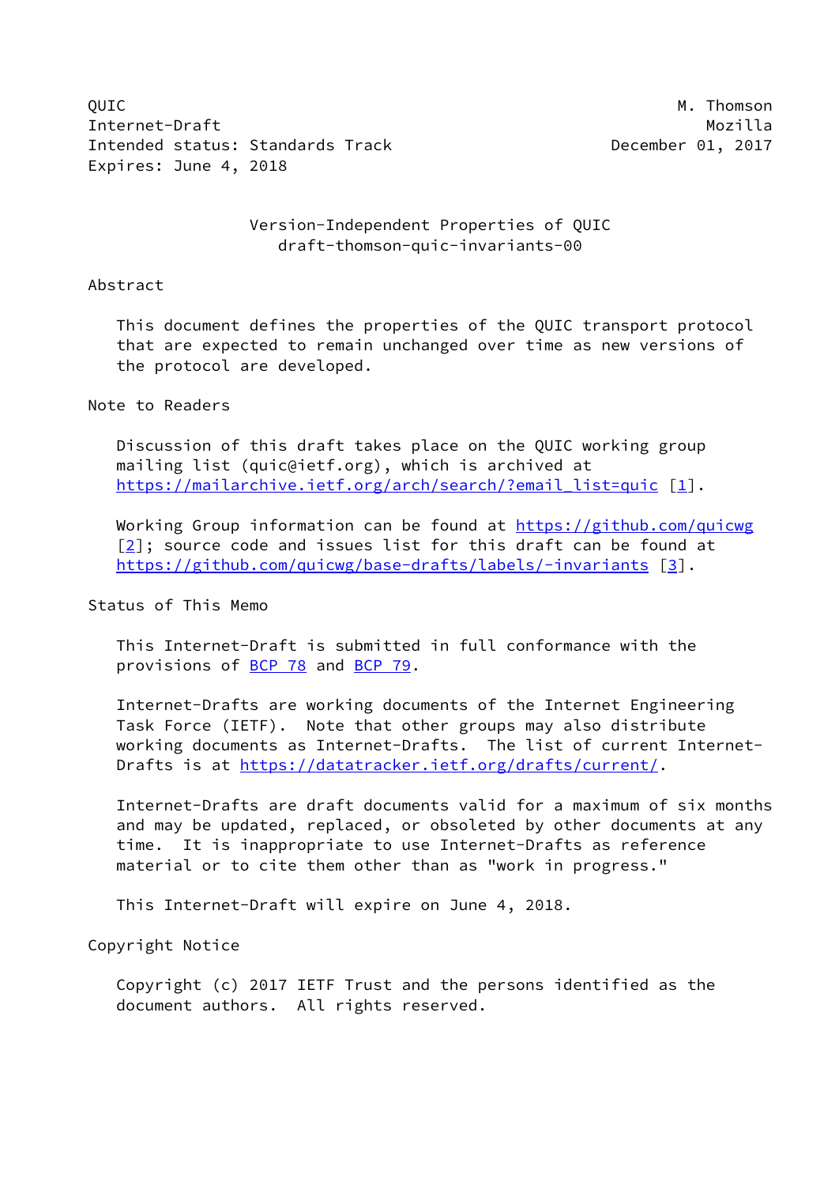QUIC M. Thomson
Internet-Draft Mozilla
Intended status: Standards Track December 01, 2017
Expires: June 4, 2018

# Version-Independent Properties of QUIC
draft-thomson-quic-invariants-00

## Abstract

This document defines the properties of the QUIC transport protocol that are expected to remain unchanged over time as new versions of the protocol are developed.

## Note to Readers

Discussion of this draft takes place on the QUIC working group mailing list (quic@ietf.org), which is archived at https://mailarchive.ietf.org/arch/search/?email_list=quic [1].

Working Group information can be found at https://github.com/quicwg [2]; source code and issues list for this draft can be found at https://github.com/quicwg/base-drafts/labels/-invariants [3].

## Status of This Memo

This Internet-Draft is submitted in full conformance with the provisions of BCP 78 and BCP 79.

Internet-Drafts are working documents of the Internet Engineering Task Force (IETF). Note that other groups may also distribute working documents as Internet-Drafts. The list of current Internet-Drafts is at https://datatracker.ietf.org/drafts/current/.

Internet-Drafts are draft documents valid for a maximum of six months and may be updated, replaced, or obsoleted by other documents at any time. It is inappropriate to use Internet-Drafts as reference material or to cite them other than as "work in progress."

This Internet-Draft will expire on June 4, 2018.

## Copyright Notice

Copyright (c) 2017 IETF Trust and the persons identified as the document authors. All rights reserved.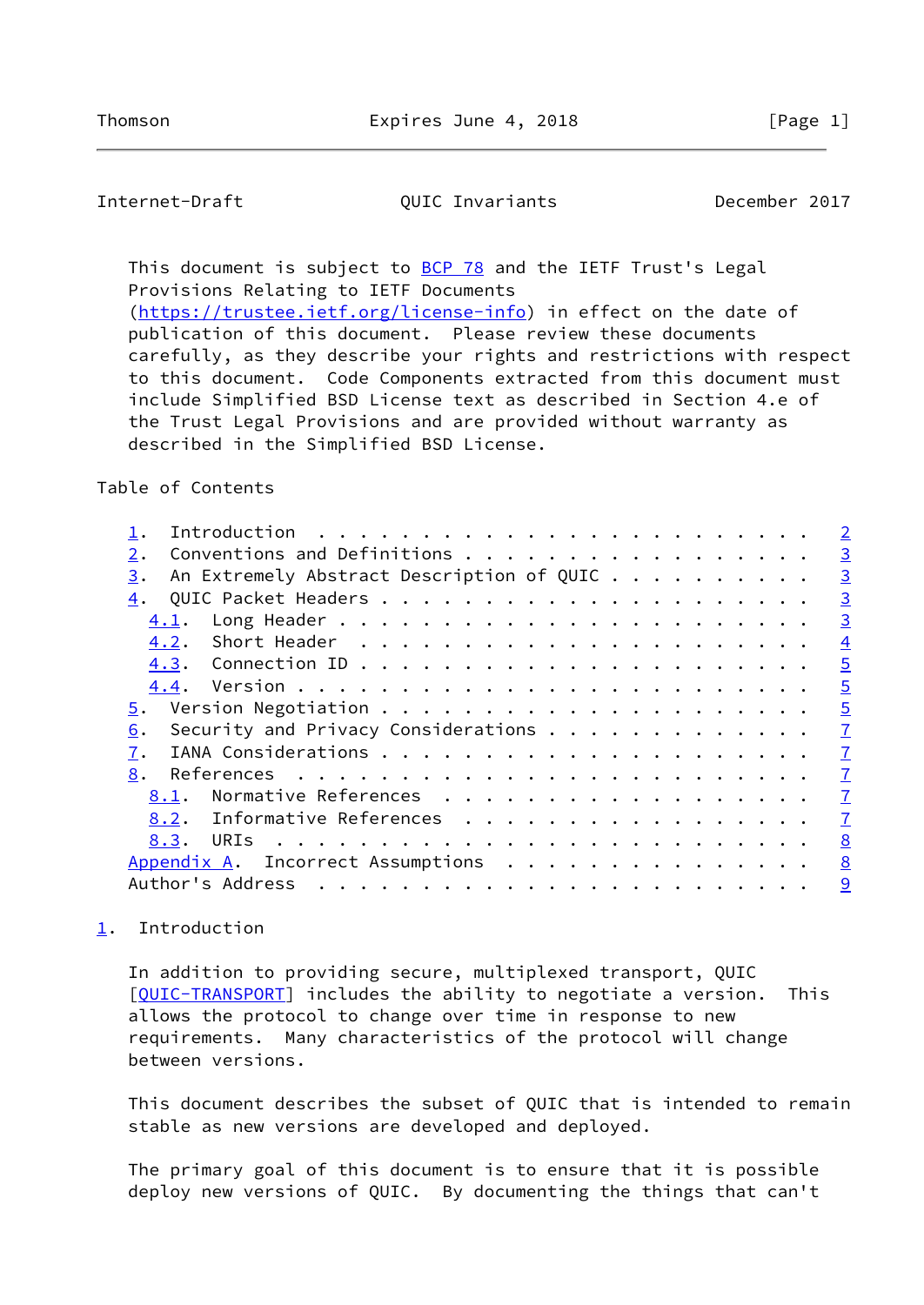This document is subject to BCP 78 and the IETF Trust's Legal Provisions Relating to IETF Documents (https://trustee.ietf.org/license-info) in effect on the date of publication of this document. Please review these documents carefully, as they describe your rights and restrictions with respect to this document. Code Components extracted from this document must include Simplified BSD License text as described in Section 4.e of the Trust Legal Provisions and are provided without warranty as described in the Simplified BSD License.

Table of Contents

1. Introduction . . . . . . . . . . . . . . . . . . . . . . . . 2
2. Conventions and Definitions . . . . . . . . . . . . . . . . . 3
3. An Extremely Abstract Description of QUIC . . . . . . . . . . 3
4. QUIC Packet Headers . . . . . . . . . . . . . . . . . . . . . 3
   4.1. Long Header . . . . . . . . . . . . . . . . . . . . . . . 3
   4.2. Short Header . . . . . . . . . . . . . . . . . . . . . . 4
   4.3. Connection ID . . . . . . . . . . . . . . . . . . . . . . 5
   4.4. Version . . . . . . . . . . . . . . . . . . . . . . . . . 5
5. Version Negotiation . . . . . . . . . . . . . . . . . . . . . 5
6. Security and Privacy Considerations . . . . . . . . . . . . . 7
7. IANA Considerations . . . . . . . . . . . . . . . . . . . . . 7
8. References . . . . . . . . . . . . . . . . . . . . . . . . . 7
   8.1. Normative References . . . . . . . . . . . . . . . . . . 7
   8.2. Informative References . . . . . . . . . . . . . . . . . 7
   8.3. URIs . . . . . . . . . . . . . . . . . . . . . . . . . . 8
Appendix A. Incorrect Assumptions . . . . . . . . . . . . . . . . 8
Author's Address . . . . . . . . . . . . . . . . . . . . . . . . 9

## 1. Introduction

In addition to providing secure, multiplexed transport, QUIC [QUIC-TRANSPORT] includes the ability to negotiate a version. This allows the protocol to change over time in response to new requirements. Many characteristics of the protocol will change between versions.

This document describes the subset of QUIC that is intended to remain stable as new versions are developed and deployed.

The primary goal of this document is to ensure that it is possible deploy new versions of QUIC. By documenting the things that can't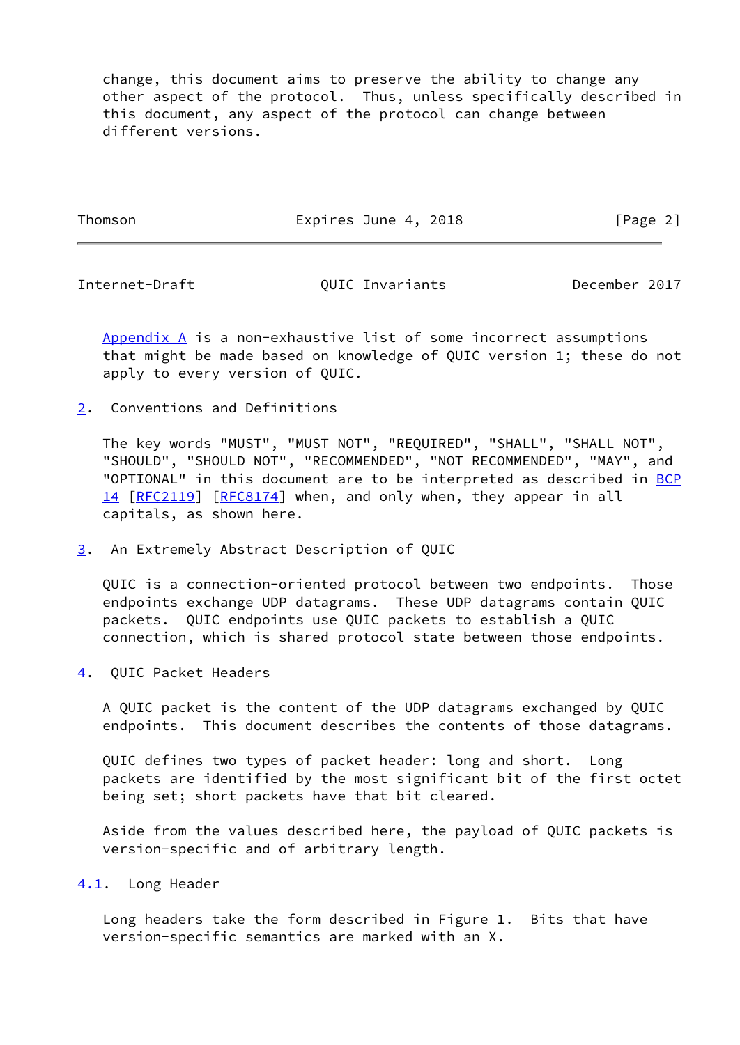change, this document aims to preserve the ability to change any other aspect of the protocol. Thus, unless specifically described in this document, any aspect of the protocol can change between different versions.

Appendix A is a non-exhaustive list of some incorrect assumptions that might be made based on knowledge of QUIC version 1; these do not apply to every version of QUIC.

## 2. Conventions and Definitions

The key words "MUST", "MUST NOT", "REQUIRED", "SHALL", "SHALL NOT", "SHOULD", "SHOULD NOT", "RECOMMENDED", "NOT RECOMMENDED", "MAY", and "OPTIONAL" in this document are to be interpreted as described in BCP 14 [RFC2119] [RFC8174] when, and only when, they appear in all capitals, as shown here.

## 3. An Extremely Abstract Description of QUIC

QUIC is a connection-oriented protocol between two endpoints. Those endpoints exchange UDP datagrams. These UDP datagrams contain QUIC packets. QUIC endpoints use QUIC packets to establish a QUIC connection, which is shared protocol state between those endpoints.

## 4. QUIC Packet Headers

A QUIC packet is the content of the UDP datagrams exchanged by QUIC endpoints. This document describes the contents of those datagrams.

QUIC defines two types of packet header: long and short. Long packets are identified by the most significant bit of the first octet being set; short packets have that bit cleared.

Aside from the values described here, the payload of QUIC packets is version-specific and of arbitrary length.

### 4.1. Long Header

Long headers take the form described in Figure 1. Bits that have version-specific semantics are marked with an X.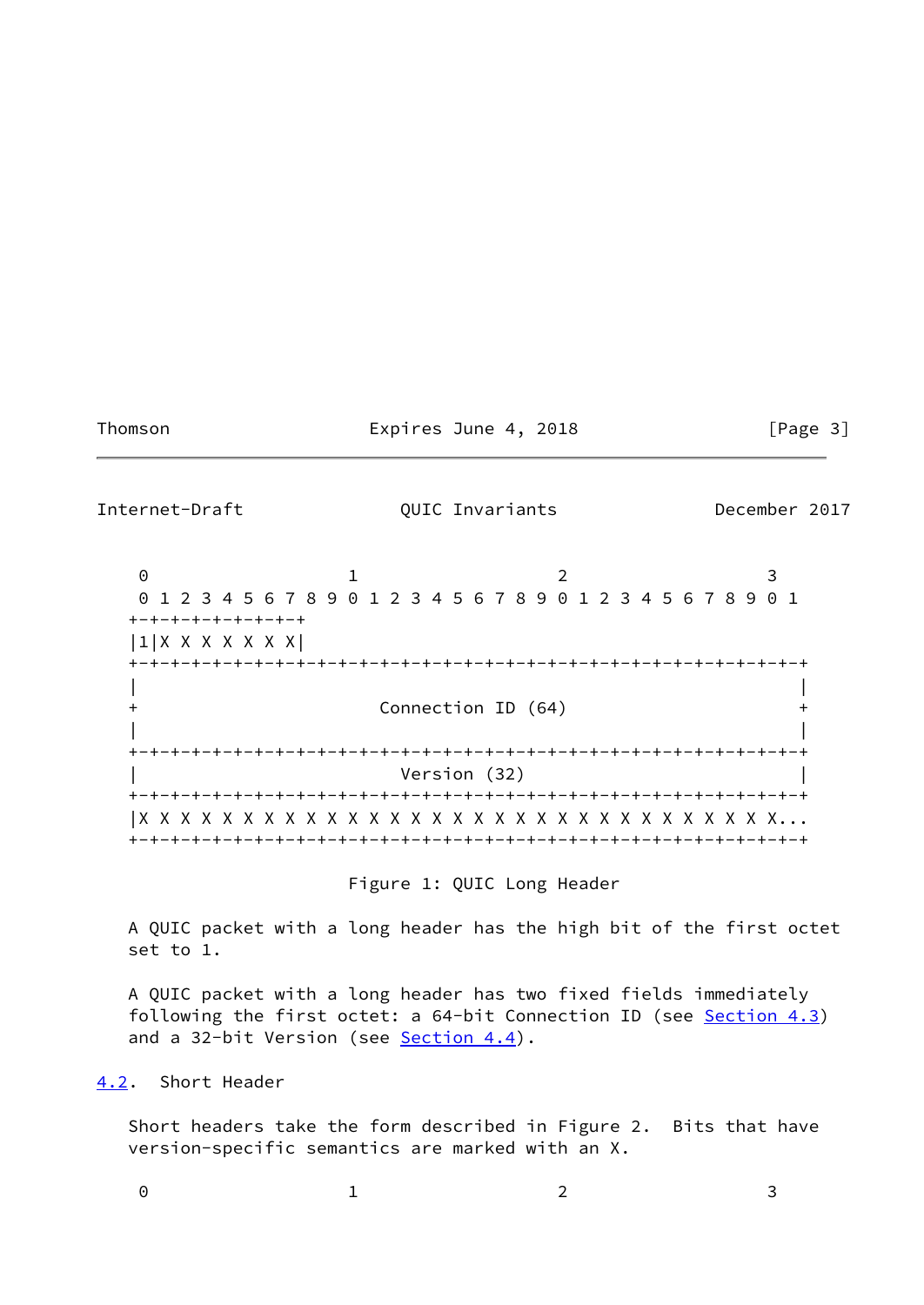```
    0                   1                   2                   3
    0 1 2 3 4 5 6 7 8 9 0 1 2 3 4 5 6 7 8 9 0 1 2 3 4 5 6 7 8 9 0 1
   +-+-+-+-+-+-+-+-+
   |1|X X X X X X X|
   +-+-+-+-+-+-+-+-+-+-+-+-+-+-+-+-+-+-+-+-+-+-+-+-+-+-+-+-+-+-+-+-+
   |                                                               |
   +                       Connection ID (64)                      +
   |                                                               |
   +-+-+-+-+-+-+-+-+-+-+-+-+-+-+-+-+-+-+-+-+-+-+-+-+-+-+-+-+-+-+-+-+
   |                         Version (32)                          |
   +-+-+-+-+-+-+-+-+-+-+-+-+-+-+-+-+-+-+-+-+-+-+-+-+-+-+-+-+-+-+-+-+
   |X X X X X X X X X X X X X X X X X X X X X X X X X X X X X X X X...
   +-+-+-+-+-+-+-+-+-+-+-+-+-+-+-+-+-+-+-+-+-+-+-+-+-+-+-+-+-+-+-+-+
```

Figure 1: QUIC Long Header

A QUIC packet with a long header has the high bit of the first octet set to 1.

A QUIC packet with a long header has two fixed fields immediately following the first octet: a 64-bit Connection ID (see Section 4.3) and a 32-bit Version (see Section 4.4).

## 4.2. Short Header

Short headers take the form described in Figure 2. Bits that have version-specific semantics are marked with an X.

```
    0                   1                   2                   3
```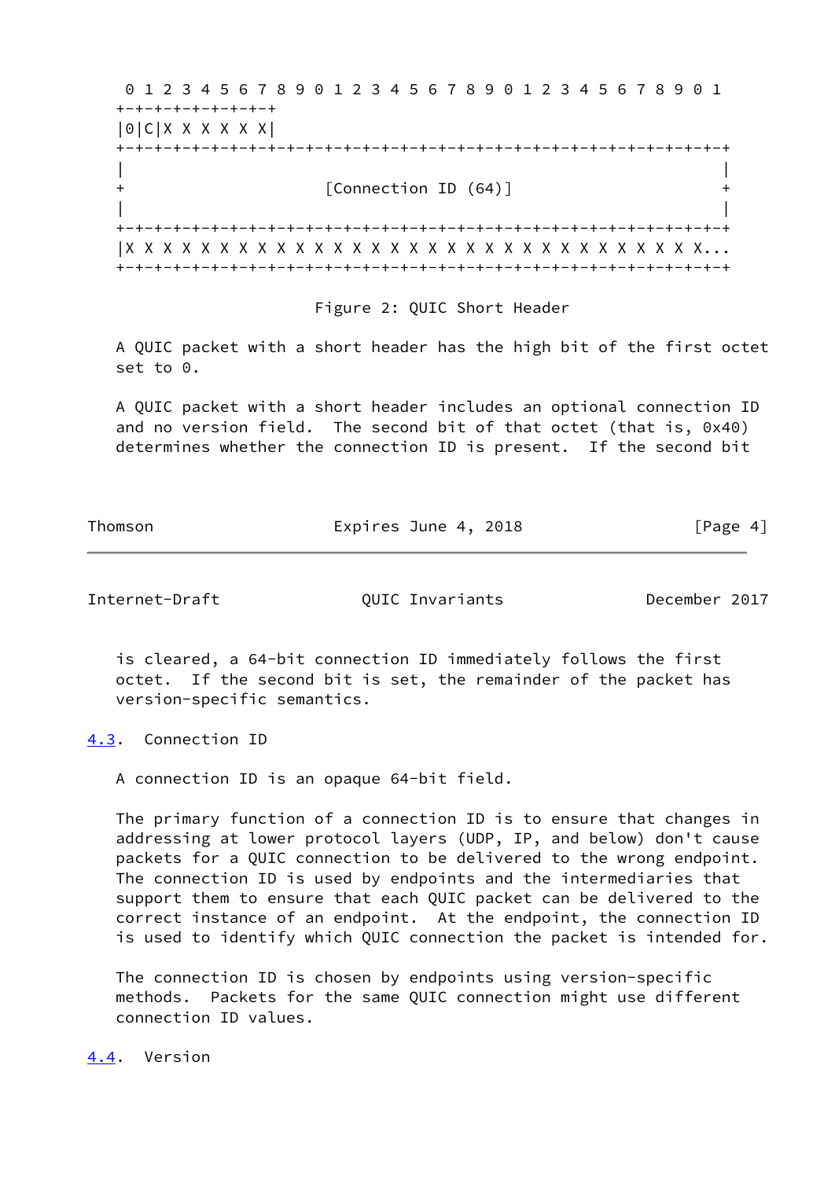```
 0 1 2 3 4 5 6 7 8 9 0 1 2 3 4 5 6 7 8 9 0 1 2 3 4 5 6 7 8 9 0 1
+-+-+-+-+-+-+-+-+
|0|C|X X X X X X|
+-+-+-+-+-+-+-+-+-+-+-+-+-+-+-+-+-+-+-+-+-+-+-+-+-+-+-+-+-+-+-+-+
|                                                               |
+                     [Connection ID (64)]                      +
|                                                               |
+-+-+-+-+-+-+-+-+-+-+-+-+-+-+-+-+-+-+-+-+-+-+-+-+-+-+-+-+-+-+-+-+
|X X X X X X X X X X X X X X X X X X X X X X X X X X X X X X X X...
+-+-+-+-+-+-+-+-+-+-+-+-+-+-+-+-+-+-+-+-+-+-+-+-+-+-+-+-+-+-+-+-+
```

Figure 2: QUIC Short Header

A QUIC packet with a short header has the high bit of the first octet set to 0.

A QUIC packet with a short header includes an optional connection ID and no version field. The second bit of that octet (that is, 0x40) determines whether the connection ID is present. If the second bit is cleared, a 64-bit connection ID immediately follows the first octet. If the second bit is set, the remainder of the packet has version-specific semantics.

## 4.3. Connection ID

A connection ID is an opaque 64-bit field.

The primary function of a connection ID is to ensure that changes in addressing at lower protocol layers (UDP, IP, and below) don't cause packets for a QUIC connection to be delivered to the wrong endpoint. The connection ID is used by endpoints and the intermediaries that support them to ensure that each QUIC packet can be delivered to the correct instance of an endpoint. At the endpoint, the connection ID is used to identify which QUIC connection the packet is intended for.

The connection ID is chosen by endpoints using version-specific methods. Packets for the same QUIC connection might use different connection ID values.

## 4.4. Version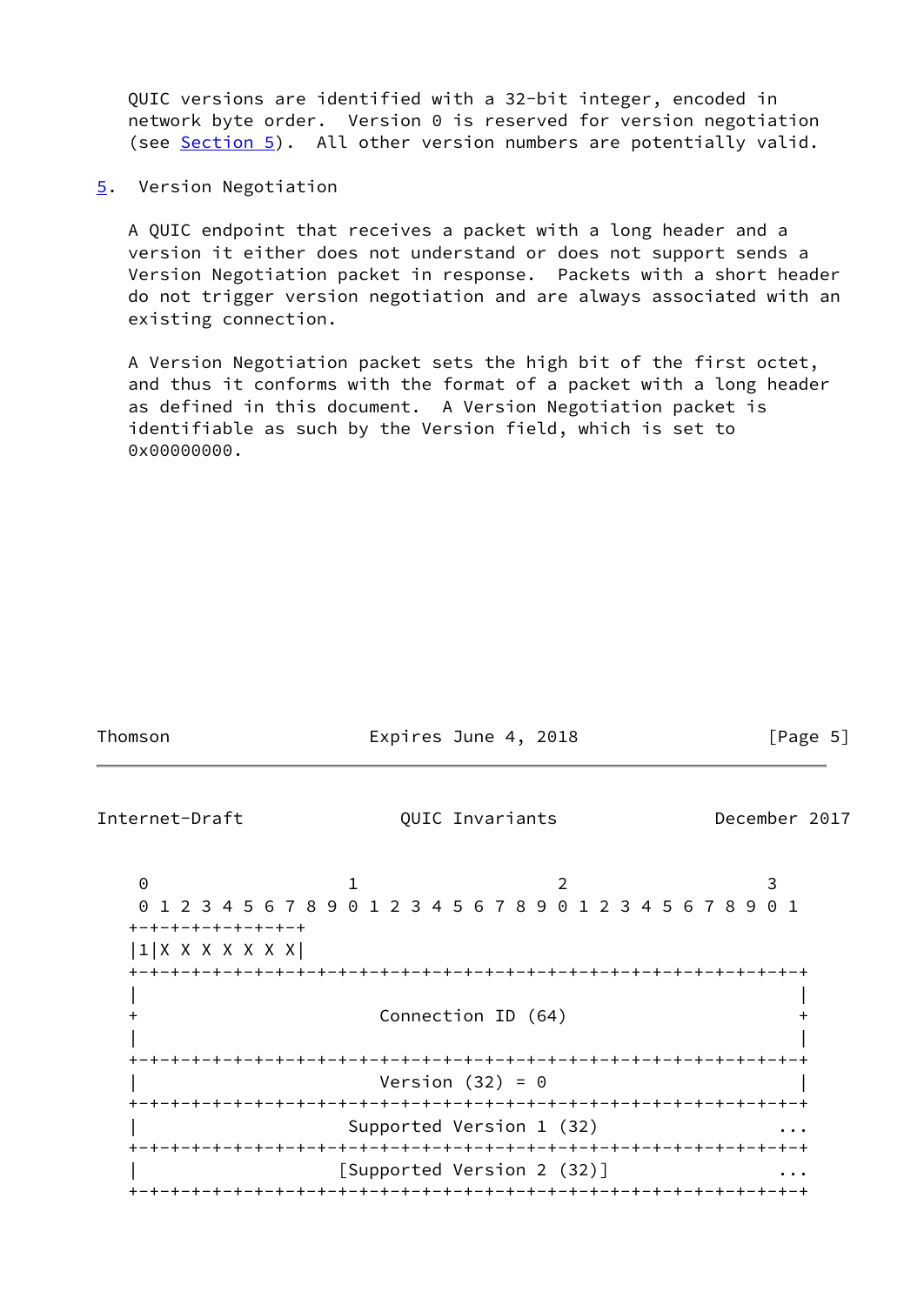QUIC versions are identified with a 32-bit integer, encoded in network byte order. Version 0 is reserved for version negotiation (see Section 5). All other version numbers are potentially valid.

## 5. Version Negotiation

A QUIC endpoint that receives a packet with a long header and a version it either does not understand or does not support sends a Version Negotiation packet in response. Packets with a short header do not trigger version negotiation and are always associated with an existing connection.

A Version Negotiation packet sets the high bit of the first octet, and thus it conforms with the format of a packet with a long header as defined in this document. A Version Negotiation packet is identifiable as such by the Version field, which is set to 0x00000000.

```
 0                   1                   2                   3
 0 1 2 3 4 5 6 7 8 9 0 1 2 3 4 5 6 7 8 9 0 1 2 3 4 5 6 7 8 9 0 1
+-+-+-+-+-+-+-+-+
|1|X X X X X X X|
+-+-+-+-+-+-+-+-+-+-+-+-+-+-+-+-+-+-+-+-+-+-+-+-+-+-+-+-+-+-+-+-+
|                                                               |
+                       Connection ID (64)                      +
|                                                               |
+-+-+-+-+-+-+-+-+-+-+-+-+-+-+-+-+-+-+-+-+-+-+-+-+-+-+-+-+-+-+-+-+
|                       Version (32) = 0                        |
+-+-+-+-+-+-+-+-+-+-+-+-+-+-+-+-+-+-+-+-+-+-+-+-+-+-+-+-+-+-+-+-+
|                    Supported Version 1 (32)                 ...
+-+-+-+-+-+-+-+-+-+-+-+-+-+-+-+-+-+-+-+-+-+-+-+-+-+-+-+-+-+-+-+-+
|                   [Supported Version 2 (32)]                ...
+-+-+-+-+-+-+-+-+-+-+-+-+-+-+-+-+-+-+-+-+-+-+-+-+-+-+-+-+-+-+-+-+
```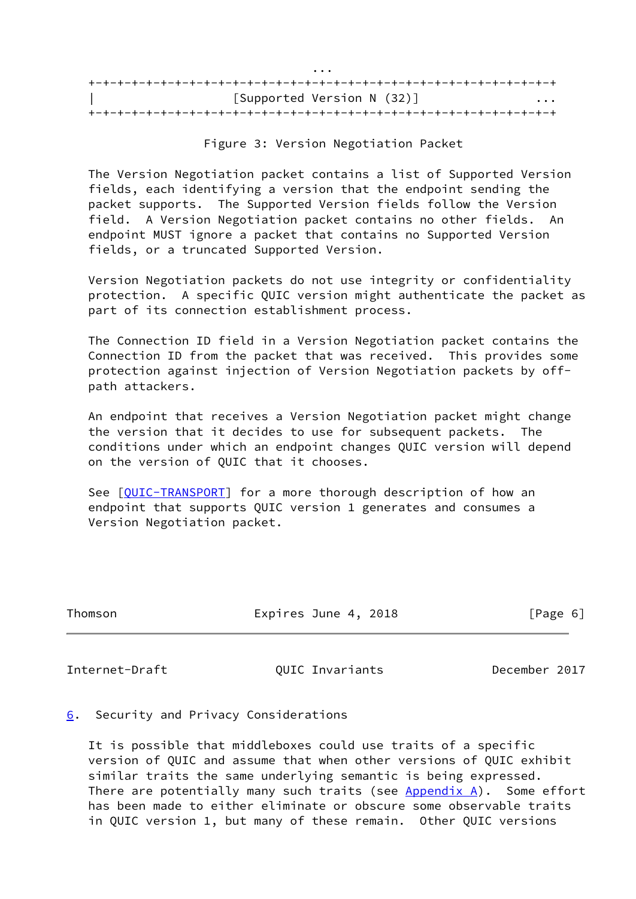```
                              ...
+-+-+-+-+-+-+-+-+-+-+-+-+-+-+-+-+-+-+-+-+-+-+-+-+-+-+-+-+-+-+-+-+
|                  [Supported Version N (32)]                 ...
+-+-+-+-+-+-+-+-+-+-+-+-+-+-+-+-+-+-+-+-+-+-+-+-+-+-+-+-+-+-+-+-+
```

Figure 3: Version Negotiation Packet

The Version Negotiation packet contains a list of Supported Version fields, each identifying a version that the endpoint sending the packet supports. The Supported Version fields follow the Version field. A Version Negotiation packet contains no other fields. An endpoint MUST ignore a packet that contains no Supported Version fields, or a truncated Supported Version.

Version Negotiation packets do not use integrity or confidentiality protection. A specific QUIC version might authenticate the packet as part of its connection establishment process.

The Connection ID field in a Version Negotiation packet contains the Connection ID from the packet that was received. This provides some protection against injection of Version Negotiation packets by off-path attackers.

An endpoint that receives a Version Negotiation packet might change the version that it decides to use for subsequent packets. The conditions under which an endpoint changes QUIC version will depend on the version of QUIC that it chooses.

See [QUIC-TRANSPORT] for a more thorough description of how an endpoint that supports QUIC version 1 generates and consumes a Version Negotiation packet.

## 6. Security and Privacy Considerations

It is possible that middleboxes could use traits of a specific version of QUIC and assume that when other versions of QUIC exhibit similar traits the same underlying semantic is being expressed. There are potentially many such traits (see Appendix A). Some effort has been made to either eliminate or obscure some observable traits in QUIC version 1, but many of these remain. Other QUIC versions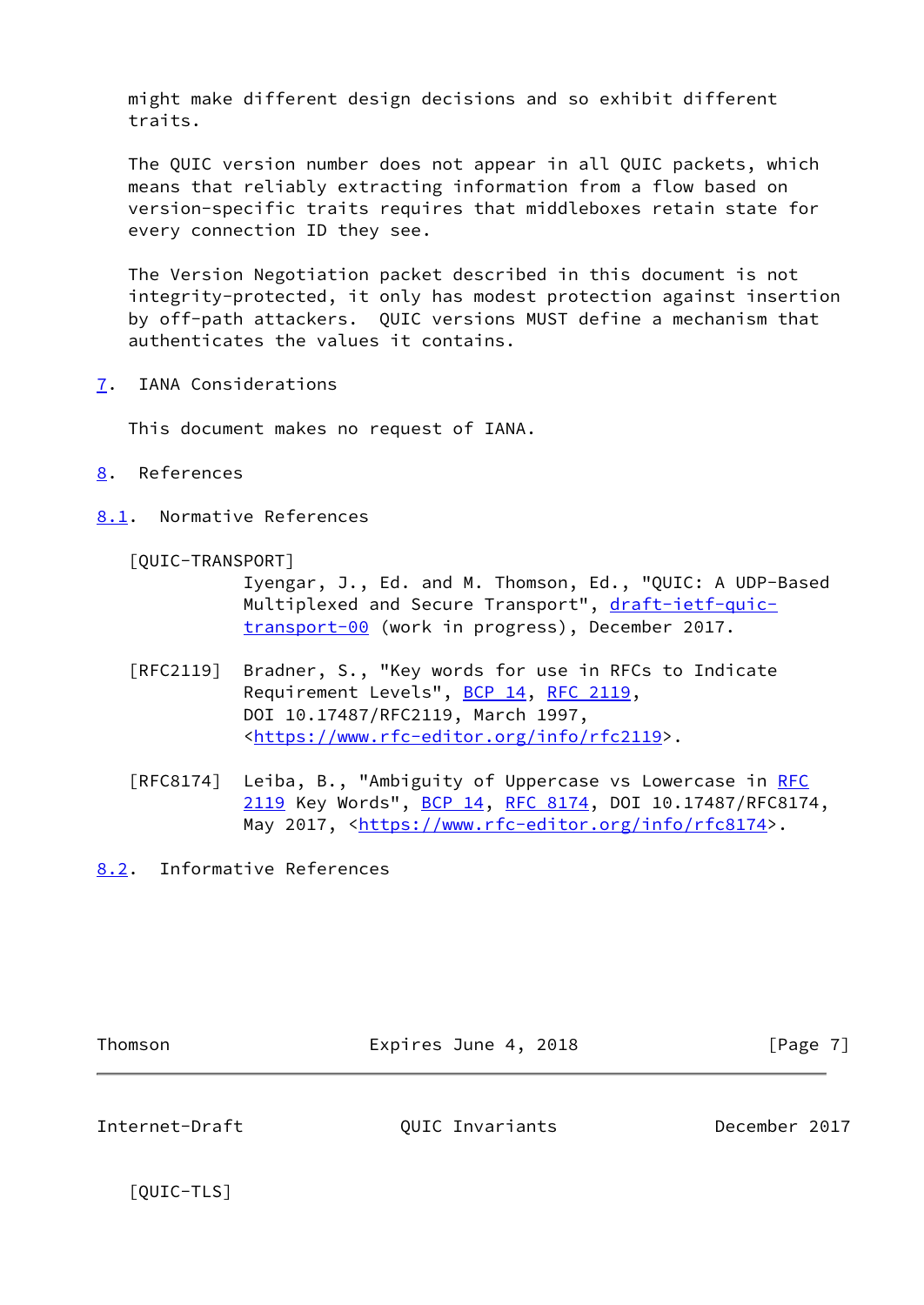might make different design decisions and so exhibit different traits.

The QUIC version number does not appear in all QUIC packets, which means that reliably extracting information from a flow based on version-specific traits requires that middleboxes retain state for every connection ID they see.

The Version Negotiation packet described in this document is not integrity-protected, it only has modest protection against insertion by off-path attackers. QUIC versions MUST define a mechanism that authenticates the values it contains.

## 7. IANA Considerations

This document makes no request of IANA.

## 8. References

### 8.1. Normative References

[QUIC-TRANSPORT]
Iyengar, J., Ed. and M. Thomson, Ed., "QUIC: A UDP-Based Multiplexed and Secure Transport", draft-ietf-quic-transport-00 (work in progress), December 2017.

[RFC2119] Bradner, S., "Key words for use in RFCs to Indicate Requirement Levels", BCP 14, RFC 2119, DOI 10.17487/RFC2119, March 1997, <https://www.rfc-editor.org/info/rfc2119>.

[RFC8174] Leiba, B., "Ambiguity of Uppercase vs Lowercase in RFC 2119 Key Words", BCP 14, RFC 8174, DOI 10.17487/RFC8174, May 2017, <https://www.rfc-editor.org/info/rfc8174>.

### 8.2. Informative References

[QUIC-TLS]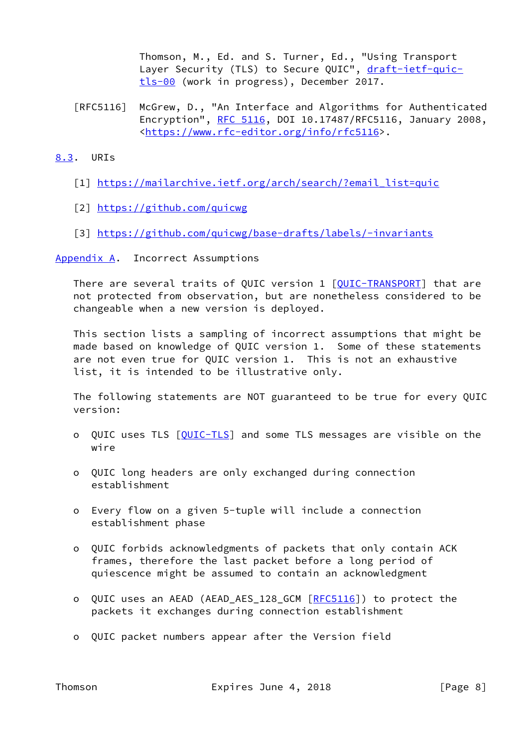Thomson, M., Ed. and S. Turner, Ed., "Using Transport Layer Security (TLS) to Secure QUIC", draft-ietf-quic-tls-00 (work in progress), December 2017.

[RFC5116] McGrew, D., "An Interface and Algorithms for Authenticated Encryption", RFC 5116, DOI 10.17487/RFC5116, January 2008, <https://www.rfc-editor.org/info/rfc5116>.

## 8.3. URIs

[1] https://mailarchive.ietf.org/arch/search/?email_list=quic

[2] https://github.com/quicwg

[3] https://github.com/quicwg/base-drafts/labels/-invariants

# Appendix A. Incorrect Assumptions

There are several traits of QUIC version 1 [QUIC-TRANSPORT] that are not protected from observation, but are nonetheless considered to be changeable when a new version is deployed.

This section lists a sampling of incorrect assumptions that might be made based on knowledge of QUIC version 1. Some of these statements are not even true for QUIC version 1. This is not an exhaustive list, it is intended to be illustrative only.

The following statements are NOT guaranteed to be true for every QUIC version:

- QUIC uses TLS [QUIC-TLS] and some TLS messages are visible on the wire
- QUIC long headers are only exchanged during connection establishment
- Every flow on a given 5-tuple will include a connection establishment phase
- QUIC forbids acknowledgments of packets that only contain ACK frames, therefore the last packet before a long period of quiescence might be assumed to contain an acknowledgment
- QUIC uses an AEAD (AEAD_AES_128_GCM [RFC5116]) to protect the packets it exchanges during connection establishment
- QUIC packet numbers appear after the Version field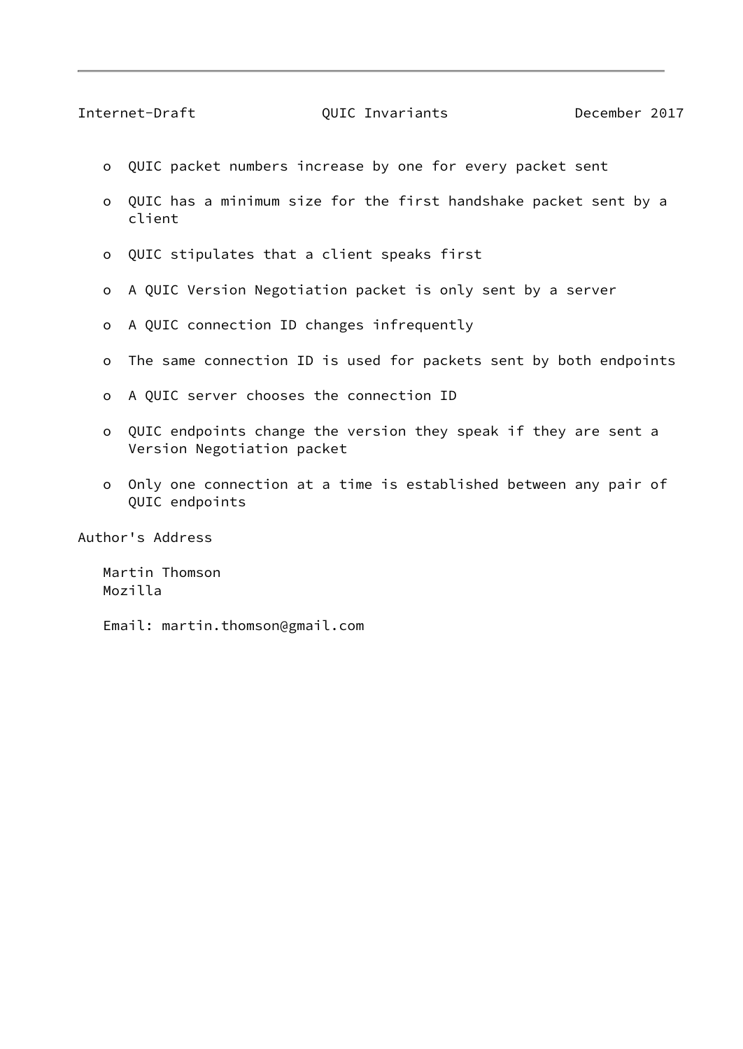- QUIC packet numbers increase by one for every packet sent
- QUIC has a minimum size for the first handshake packet sent by a client
- QUIC stipulates that a client speaks first
- A QUIC Version Negotiation packet is only sent by a server
- A QUIC connection ID changes infrequently
- The same connection ID is used for packets sent by both endpoints
- A QUIC server chooses the connection ID
- QUIC endpoints change the version they speak if they are sent a Version Negotiation packet
- Only one connection at a time is established between any pair of QUIC endpoints

## Author's Address

Martin Thomson
Mozilla

Email: martin.thomson@gmail.com